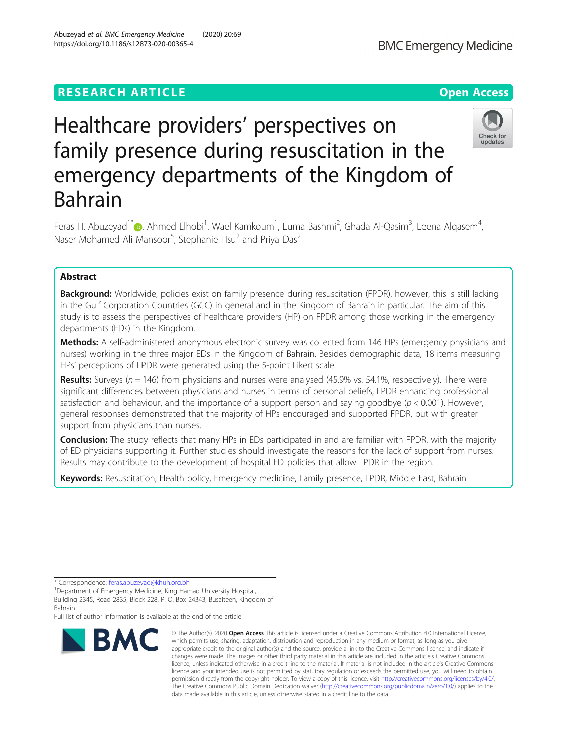RESEARCH ARTICLE

Open Access

# Healthcare providers' perspectives on family presence during resuscitation in the emergency departments of the Kingdom of Bahrain

Feras H. Abuzeyad[1*], Ahmed Elhobi[1], Wael Kamkoum[1], Luma Bashmi[2], Ghada Al-Qasim[3], Leena Alqasem[4], Naser Mohamed Ali Mansoor[5], Stephanie Hsu[2] and Priya Das[2]

## Abstract

**Background:** Worldwide, policies exist on family presence during resuscitation (FPDR), however, this is still lacking in the Gulf Corporation Countries (GCC) in general and in the Kingdom of Bahrain in particular. The aim of this study is to assess the perspectives of healthcare providers (HP) on FPDR among those working in the emergency departments (EDs) in the Kingdom.

**Methods:** A self-administered anonymous electronic survey was collected from 146 HPs (emergency physicians and nurses) working in the three major EDs in the Kingdom of Bahrain. Besides demographic data, 18 items measuring HPs' perceptions of FPDR were generated using the 5-point Likert scale.

**Results:** Surveys ($n = 146$) from physicians and nurses were analysed (45.9% vs. 54.1%, respectively). There were significant differences between physicians and nurses in terms of personal beliefs, FPDR enhancing professional satisfaction and behaviour, and the importance of a support person and saying goodbye ($p < 0.001$). However, general responses demonstrated that the majority of HPs encouraged and supported FPDR, but with greater support from physicians than nurses.

**Conclusion:** The study reflects that many HPs in EDs participated in and are familiar with FPDR, with the majority of ED physicians supporting it. Further studies should investigate the reasons for the lack of support from nurses. Results may contribute to the development of hospital ED policies that allow FPDR in the region.

**Keywords:** Resuscitation, Health policy, Emergency medicine, Family presence, FPDR, Middle East, Bahrain

* Correspondence: feras.abuzeyad@khuh.org.bh
[1]Department of Emergency Medicine, King Hamad University Hospital, Building 2345, Road 2835, Block 228, P. O. Box 24343, Busaiteen, Kingdom of Bahrain
Full list of author information is available at the end of the article

© The Author(s). 2020 **Open Access** This article is licensed under a Creative Commons Attribution 4.0 International License, which permits use, sharing, adaptation, distribution and reproduction in any medium or format, as long as you give appropriate credit to the original author(s) and the source, provide a link to the Creative Commons licence, and indicate if changes were made. The images or other third party material in this article are included in the article's Creative Commons licence, unless indicated otherwise in a credit line to the material. If material is not included in the article's Creative Commons licence and your intended use is not permitted by statutory regulation or exceeds the permitted use, you will need to obtain permission directly from the copyright holder. To view a copy of this licence, visit http://creativecommons.org/licenses/by/4.0/. The Creative Commons Public Domain Dedication waiver (http://creativecommons.org/publicdomain/zero/1.0/) applies to the data made available in this article, unless otherwise stated in a credit line to the data.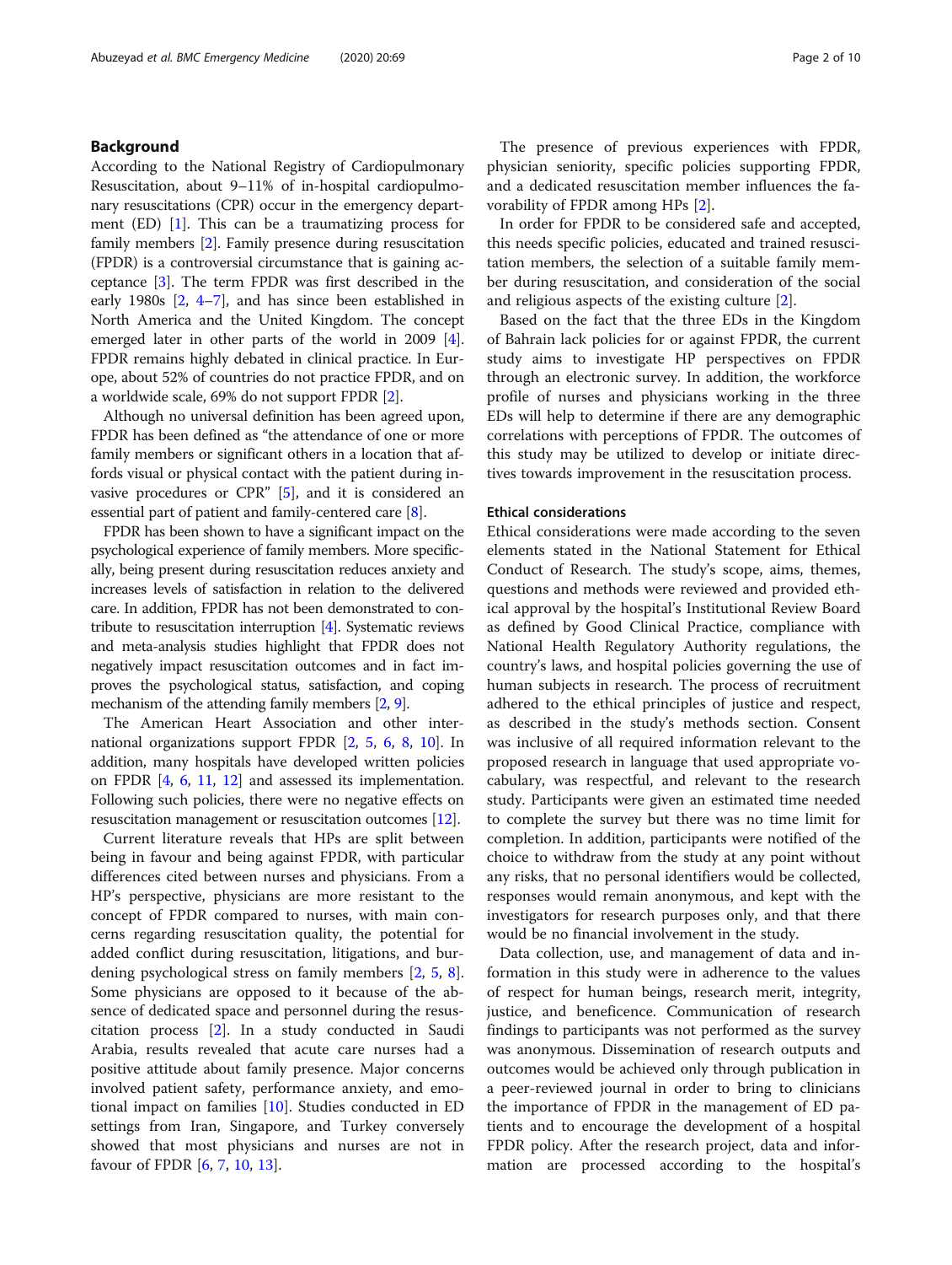## Background

According to the National Registry of Cardiopulmonary Resuscitation, about 9–11% of in-hospital cardiopulmonary resuscitations (CPR) occur in the emergency department (ED) [1]. This can be a traumatizing process for family members [2]. Family presence during resuscitation (FPDR) is a controversial circumstance that is gaining acceptance [3]. The term FPDR was first described in the early 1980s [2, 4–7], and has since been established in North America and the United Kingdom. The concept emerged later in other parts of the world in 2009 [4]. FPDR remains highly debated in clinical practice. In Europe, about 52% of countries do not practice FPDR, and on a worldwide scale, 69% do not support FPDR [2].

Although no universal definition has been agreed upon, FPDR has been defined as "the attendance of one or more family members or significant others in a location that affords visual or physical contact with the patient during invasive procedures or CPR" [5], and it is considered an essential part of patient and family-centered care [8].

FPDR has been shown to have a significant impact on the psychological experience of family members. More specifically, being present during resuscitation reduces anxiety and increases levels of satisfaction in relation to the delivered care. In addition, FPDR has not been demonstrated to contribute to resuscitation interruption [4]. Systematic reviews and meta-analysis studies highlight that FPDR does not negatively impact resuscitation outcomes and in fact improves the psychological status, satisfaction, and coping mechanism of the attending family members [2, 9].

The American Heart Association and other international organizations support FPDR [2, 5, 6, 8, 10]. In addition, many hospitals have developed written policies on FPDR [4, 6, 11, 12] and assessed its implementation. Following such policies, there were no negative effects on resuscitation management or resuscitation outcomes [12].

Current literature reveals that HPs are split between being in favour and being against FPDR, with particular differences cited between nurses and physicians. From a HP's perspective, physicians are more resistant to the concept of FPDR compared to nurses, with main concerns regarding resuscitation quality, the potential for added conflict during resuscitation, litigations, and burdening psychological stress on family members [2, 5, 8]. Some physicians are opposed to it because of the absence of dedicated space and personnel during the resuscitation process [2]. In a study conducted in Saudi Arabia, results revealed that acute care nurses had a positive attitude about family presence. Major concerns involved patient safety, performance anxiety, and emotional impact on families [10]. Studies conducted in ED settings from Iran, Singapore, and Turkey conversely showed that most physicians and nurses are not in favour of FPDR [6, 7, 10, 13].

The presence of previous experiences with FPDR, physician seniority, specific policies supporting FPDR, and a dedicated resuscitation member influences the favorability of FPDR among HPs [2].

In order for FPDR to be considered safe and accepted, this needs specific policies, educated and trained resuscitation members, the selection of a suitable family member during resuscitation, and consideration of the social and religious aspects of the existing culture [2].

Based on the fact that the three EDs in the Kingdom of Bahrain lack policies for or against FPDR, the current study aims to investigate HP perspectives on FPDR through an electronic survey. In addition, the workforce profile of nurses and physicians working in the three EDs will help to determine if there are any demographic correlations with perceptions of FPDR. The outcomes of this study may be utilized to develop or initiate directives towards improvement in the resuscitation process.

### Ethical considerations

Ethical considerations were made according to the seven elements stated in the National Statement for Ethical Conduct of Research. The study's scope, aims, themes, questions and methods were reviewed and provided ethical approval by the hospital's Institutional Review Board as defined by Good Clinical Practice, compliance with National Health Regulatory Authority regulations, the country's laws, and hospital policies governing the use of human subjects in research. The process of recruitment adhered to the ethical principles of justice and respect, as described in the study's methods section. Consent was inclusive of all required information relevant to the proposed research in language that used appropriate vocabulary, was respectful, and relevant to the research study. Participants were given an estimated time needed to complete the survey but there was no time limit for completion. In addition, participants were notified of the choice to withdraw from the study at any point without any risks, that no personal identifiers would be collected, responses would remain anonymous, and kept with the investigators for research purposes only, and that there would be no financial involvement in the study.

Data collection, use, and management of data and information in this study were in adherence to the values of respect for human beings, research merit, integrity, justice, and beneficence. Communication of research findings to participants was not performed as the survey was anonymous. Dissemination of research outputs and outcomes would be achieved only through publication in a peer-reviewed journal in order to bring to clinicians the importance of FPDR in the management of ED patients and to encourage the development of a hospital FPDR policy. After the research project, data and information are processed according to the hospital's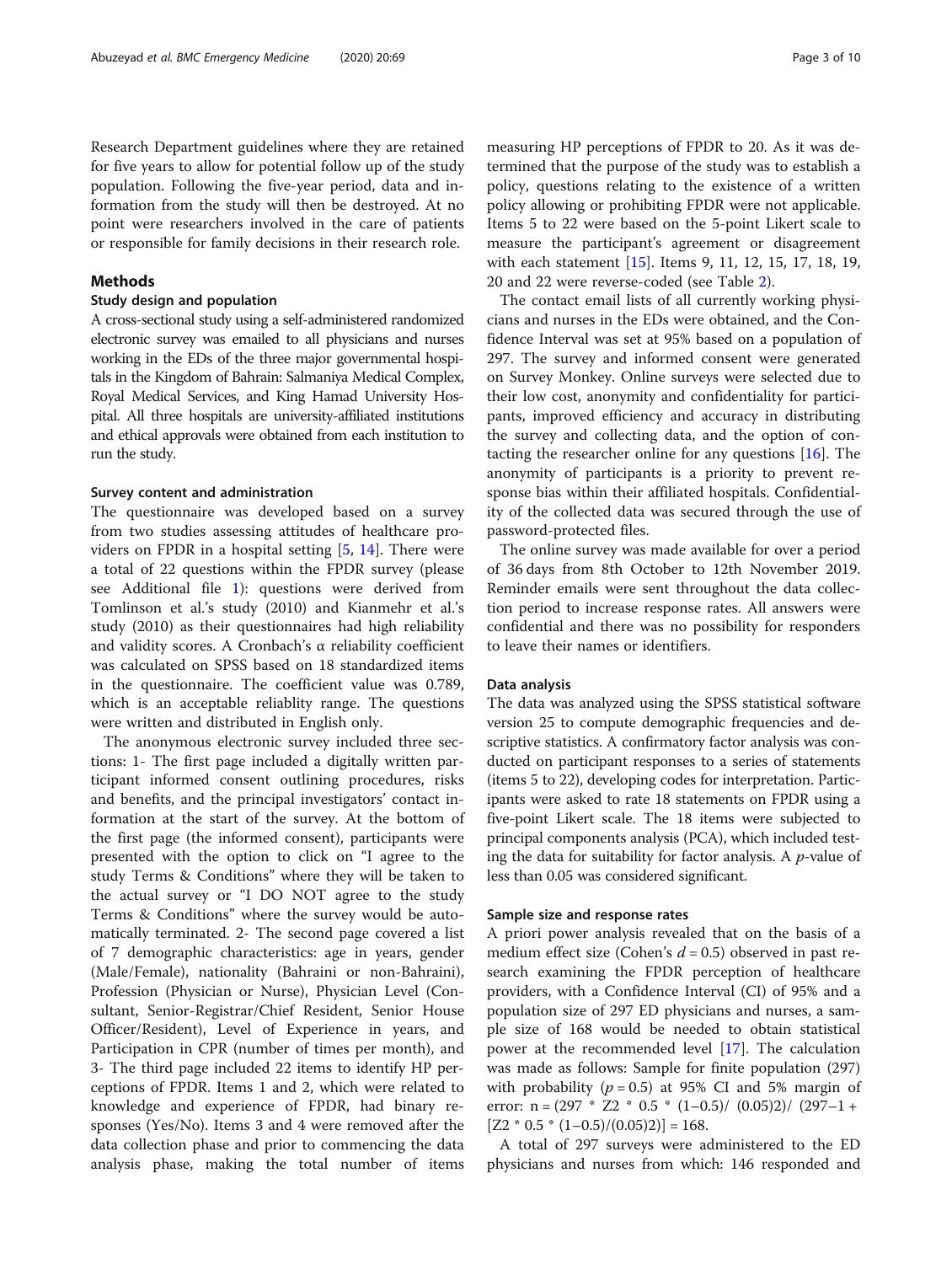Research Department guidelines where they are retained for five years to allow for potential follow up of the study population. Following the five-year period, data and information from the study will then be destroyed. At no point were researchers involved in the care of patients or responsible for family decisions in their research role.

## Methods

### Study design and population

A cross-sectional study using a self-administered randomized electronic survey was emailed to all physicians and nurses working in the EDs of the three major governmental hospitals in the Kingdom of Bahrain: Salmaniya Medical Complex, Royal Medical Services, and King Hamad University Hospital. All three hospitals are university-affiliated institutions and ethical approvals were obtained from each institution to run the study.

### Survey content and administration

The questionnaire was developed based on a survey from two studies assessing attitudes of healthcare providers on FPDR in a hospital setting [5, 14]. There were a total of 22 questions within the FPDR survey (please see Additional file 1): questions were derived from Tomlinson et al.'s study (2010) and Kianmehr et al.'s study (2010) as their questionnaires had high reliability and validity scores. A Cronbach's α reliability coefficient was calculated on SPSS based on 18 standardized items in the questionnaire. The coefficient value was 0.789, which is an acceptable reliablity range. The questions were written and distributed in English only.

The anonymous electronic survey included three sections: 1- The first page included a digitally written participant informed consent outlining procedures, risks and benefits, and the principal investigators' contact information at the start of the survey. At the bottom of the first page (the informed consent), participants were presented with the option to click on "I agree to the study Terms & Conditions" where they will be taken to the actual survey or "I DO NOT agree to the study Terms & Conditions" where the survey would be automatically terminated. 2- The second page covered a list of 7 demographic characteristics: age in years, gender (Male/Female), nationality (Bahraini or non-Bahraini), Profession (Physician or Nurse), Physician Level (Consultant, Senior-Registrar/Chief Resident, Senior House Officer/Resident), Level of Experience in years, and Participation in CPR (number of times per month), and 3- The third page included 22 items to identify HP perceptions of FPDR. Items 1 and 2, which were related to knowledge and experience of FPDR, had binary responses (Yes/No). Items 3 and 4 were removed after the data collection phase and prior to commencing the data analysis phase, making the total number of items measuring HP perceptions of FPDR to 20. As it was determined that the purpose of the study was to establish a policy, questions relating to the existence of a written policy allowing or prohibiting FPDR were not applicable. Items 5 to 22 were based on the 5-point Likert scale to measure the participant's agreement or disagreement with each statement [15]. Items 9, 11, 12, 15, 17, 18, 19, 20 and 22 were reverse-coded (see Table 2).

The contact email lists of all currently working physicians and nurses in the EDs were obtained, and the Confidence Interval was set at 95% based on a population of 297. The survey and informed consent were generated on Survey Monkey. Online surveys were selected due to their low cost, anonymity and confidentiality for participants, improved efficiency and accuracy in distributing the survey and collecting data, and the option of contacting the researcher online for any questions [16]. The anonymity of participants is a priority to prevent response bias within their affiliated hospitals. Confidentiality of the collected data was secured through the use of password-protected files.

The online survey was made available for over a period of 36 days from 8th October to 12th November 2019. Reminder emails were sent throughout the data collection period to increase response rates. All answers were confidential and there was no possibility for responders to leave their names or identifiers.

### Data analysis

The data was analyzed using the SPSS statistical software version 25 to compute demographic frequencies and descriptive statistics. A confirmatory factor analysis was conducted on participant responses to a series of statements (items 5 to 22), developing codes for interpretation. Participants were asked to rate 18 statements on FPDR using a five-point Likert scale. The 18 items were subjected to principal components analysis (PCA), which included testing the data for suitability for factor analysis. A *p*-value of less than 0.05 was considered significant.

### Sample size and response rates

A priori power analysis revealed that on the basis of a medium effect size (Cohen's $d = 0.5$) observed in past research examining the FPDR perception of healthcare providers, with a Confidence Interval (CI) of 95% and a population size of 297 ED physicians and nurses, a sample size of 168 would be needed to obtain statistical power at the recommended level [17]. The calculation was made as follows: Sample for finite population (297) with probability ($p = 0.5$) at 95% CI and 5% margin of error: $n = (297 * Z2 * 0.5 * (1{-}0.5)/ (0.05)2)/ (297{-}1 + [Z2 * 0.5 * (1{-}0.5)/(0.05)2)] = 168$.

A total of 297 surveys were administered to the ED physicians and nurses from which: 146 responded and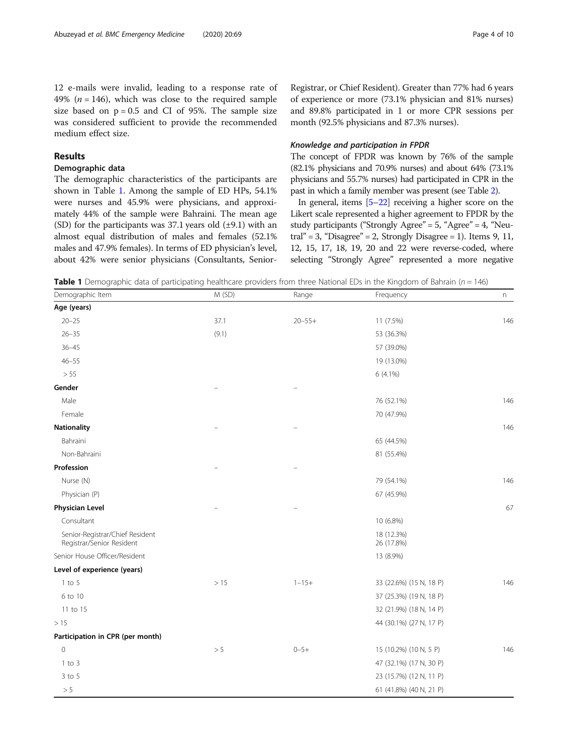12 e-mails were invalid, leading to a response rate of 49% ($n = 146$), which was close to the required sample size based on $p = 0.5$ and CI of 95%. The sample size was considered sufficient to provide the recommended medium effect size.

## Results

### Demographic data

The demographic characteristics of the participants are shown in Table 1. Among the sample of ED HPs, 54.1% were nurses and 45.9% were physicians, and approximately 44% of the sample were Bahraini. The mean age (SD) for the participants was 37.1 years old (±9.1) with an almost equal distribution of males and females (52.1% males and 47.9% females). In terms of ED physician's level, about 42% were senior physicians (Consultants, Senior-Registrar, or Chief Resident). Greater than 77% had 6 years of experience or more (73.1% physician and 81% nurses) and 89.8% participated in 1 or more CPR sessions per month (92.5% physicians and 87.3% nurses).

### *Knowledge and participation in FPDR*

The concept of FPDR was known by 76% of the sample (82.1% physicians and 70.9% nurses) and about 64% (73.1% physicians and 55.7% nurses) had participated in CPR in the past in which a family member was present (see Table 2).

In general, items [5–22] receiving a higher score on the Likert scale represented a higher agreement to FPDR by the study participants ("Strongly Agree" = 5, "Agree" = 4, "Neutral" = 3, "Disagree" = 2, Strongly Disagree = 1). Items 9, 11, 12, 15, 17, 18, 19, 20 and 22 were reverse-coded, where selecting "Strongly Agree" represented a more negative

**Table 1** Demographic data of participating healthcare providers from three National EDs in the Kingdom of Bahrain ($n = 146$)

| Demographic Item | M (SD) | Range | Frequency | n |
|---|---|---|---|---|
| **Age (years)** | | | | |
| 20–25 | 37.1 | 20–55+ | 11 (7.5%) | 146 |
| 26–35 | (9.1) | | 53 (36.3%) | |
| 36–45 | | | 57 (39.0%) | |
| 46–55 | | | 19 (13.0%) | |
| > 55 | | | 6 (4.1%) | |
| **Gender** | – | – | | |
| Male | | | 76 (52.1%) | 146 |
| Female | | | 70 (47.9%) | |
| **Nationality** | – | – | | 146 |
| Bahraini | | | 65 (44.5%) | |
| Non-Bahraini | | | 81 (55.4%) | |
| **Profession** | – | – | | |
| Nurse (N) | | | 79 (54.1%) | 146 |
| Physician (P) | | | 67 (45.9%) | |
| **Physician Level** | – | – | | 67 |
| Consultant | | | 10 (6.8%) | |
| Senior-Registrar/Chief Resident | | | 18 (12.3%) | |
| Registrar/Senior Resident | | | 26 (17.8%) | |
| Senior House Officer/Resident | | | 13 (8.9%) | |
| **Level of experience (years)** | | | | |
| 1 to 5 | > 15 | 1–15+ | 33 (22.6%) (15 N, 18 P) | 146 |
| 6 to 10 | | | 37 (25.3%) (19 N, 18 P) | |
| 11 to 15 | | | 32 (21.9%) (18 N, 14 P) | |
| > 15 | | | 44 (30.1%) (27 N, 17 P) | |
| **Participation in CPR (per month)** | | | | |
| 0 | > 5 | 0–5+ | 15 (10.2%) (10 N, 5 P) | 146 |
| 1 to 3 | | | 47 (32.1%) (17 N, 30 P) | |
| 3 to 5 | | | 23 (15.7%) (12 N, 11 P) | |
| > 5 | | | 61 (41.8%) (40 N, 21 P) | |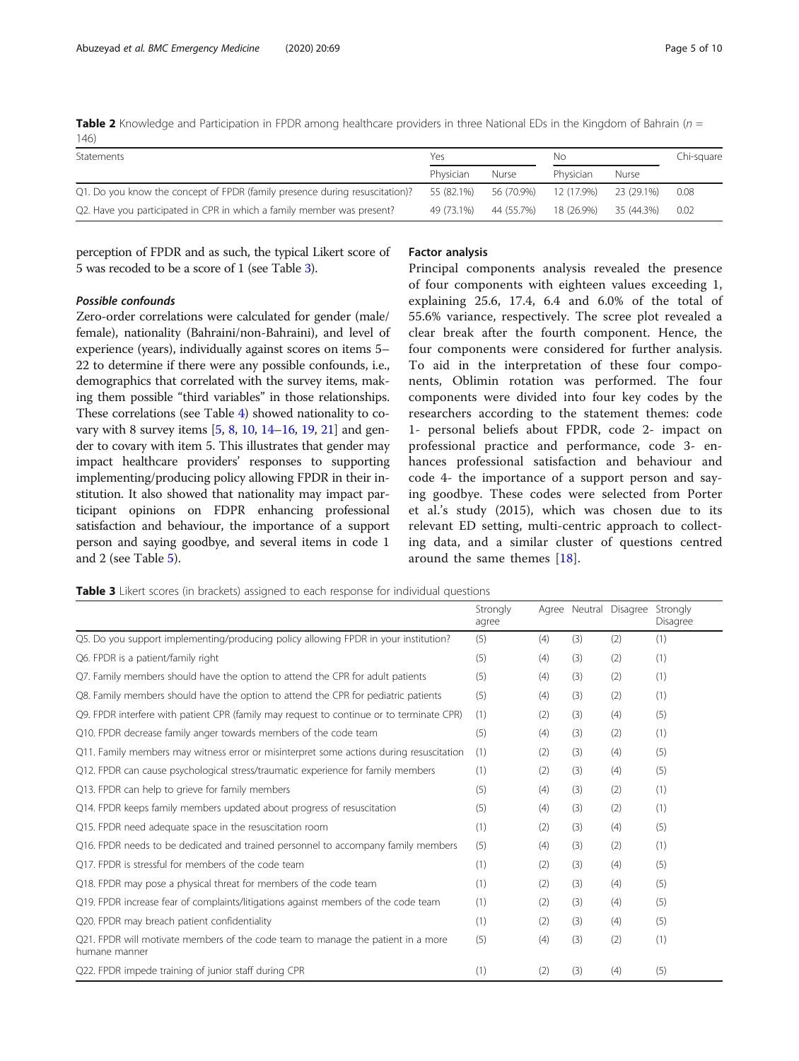**Table 2** Knowledge and Participation in FPDR among healthcare providers in three National EDs in the Kingdom of Bahrain ($n = 146$)

| Statements | Yes | | No | | Chi-square |
|---|---|---|---|---|---|
| | Physician | Nurse | Physician | Nurse | |
| Q1. Do you know the concept of FPDR (family presence during resuscitation)? | 55 (82.1%) | 56 (70.9%) | 12 (17.9%) | 23 (29.1%) | 0.08 |
| Q2. Have you participated in CPR in which a family member was present? | 49 (73.1%) | 44 (55.7%) | 18 (26.9%) | 35 (44.3%) | 0.02 |

perception of FPDR and as such, the typical Likert score of 5 was recoded to be a score of 1 (see Table 3).

#### *Possible confounds*

Zero-order correlations were calculated for gender (male/female), nationality (Bahraini/non-Bahraini), and level of experience (years), individually against scores on items 5–22 to determine if there were any possible confounds, i.e., demographics that correlated with the survey items, making them possible "third variables" in those relationships. These correlations (see Table 4) showed nationality to covary with 8 survey items [5, 8, 10, 14–16, 19, 21] and gender to covary with item 5. This illustrates that gender may impact healthcare providers' responses to supporting implementing/producing policy allowing FPDR in their institution. It also showed that nationality may impact participant opinions on FDPR enhancing professional satisfaction and behaviour, the importance of a support person and saying goodbye, and several items in code 1 and 2 (see Table 5).

### Factor analysis

Principal components analysis revealed the presence of four components with eighteen values exceeding 1, explaining 25.6, 17.4, 6.4 and 6.0% of the total of 55.6% variance, respectively. The scree plot revealed a clear break after the fourth component. Hence, the four components were considered for further analysis. To aid in the interpretation of these four components, Oblimin rotation was performed. The four components were divided into four key codes by the researchers according to the statement themes: code 1- personal beliefs about FPDR, code 2- impact on professional practice and performance, code 3- enhances professional satisfaction and behaviour and code 4- the importance of a support person and saying goodbye. These codes were selected from Porter et al.'s study (2015), which was chosen due to its relevant ED setting, multi-centric approach to collecting data, and a similar cluster of questions centred around the same themes [18].

**Table 3** Likert scores (in brackets) assigned to each response for individual questions

| | Strongly agree | Agree | Neutral | Disagree | Strongly Disagree |
|---|---|---|---|---|---|
| Q5. Do you support implementing/producing policy allowing FPDR in your institution? | (5) | (4) | (3) | (2) | (1) |
| Q6. FPDR is a patient/family right | (5) | (4) | (3) | (2) | (1) |
| Q7. Family members should have the option to attend the CPR for adult patients | (5) | (4) | (3) | (2) | (1) |
| Q8. Family members should have the option to attend the CPR for pediatric patients | (5) | (4) | (3) | (2) | (1) |
| Q9. FPDR interfere with patient CPR (family may request to continue or to terminate CPR) | (1) | (2) | (3) | (4) | (5) |
| Q10. FPDR decrease family anger towards members of the code team | (5) | (4) | (3) | (2) | (1) |
| Q11. Family members may witness error or misinterpret some actions during resuscitation | (1) | (2) | (3) | (4) | (5) |
| Q12. FPDR can cause psychological stress/traumatic experience for family members | (1) | (2) | (3) | (4) | (5) |
| Q13. FPDR can help to grieve for family members | (5) | (4) | (3) | (2) | (1) |
| Q14. FPDR keeps family members updated about progress of resuscitation | (5) | (4) | (3) | (2) | (1) |
| Q15. FPDR need adequate space in the resuscitation room | (1) | (2) | (3) | (4) | (5) |
| Q16. FPDR needs to be dedicated and trained personnel to accompany family members | (5) | (4) | (3) | (2) | (1) |
| Q17. FPDR is stressful for members of the code team | (1) | (2) | (3) | (4) | (5) |
| Q18. FPDR may pose a physical threat for members of the code team | (1) | (2) | (3) | (4) | (5) |
| Q19. FPDR increase fear of complaints/litigations against members of the code team | (1) | (2) | (3) | (4) | (5) |
| Q20. FPDR may breach patient confidentiality | (1) | (2) | (3) | (4) | (5) |
| Q21. FPDR will motivate members of the code team to manage the patient in a more humane manner | (5) | (4) | (3) | (2) | (1) |
| Q22. FPDR impede training of junior staff during CPR | (1) | (2) | (3) | (4) | (5) |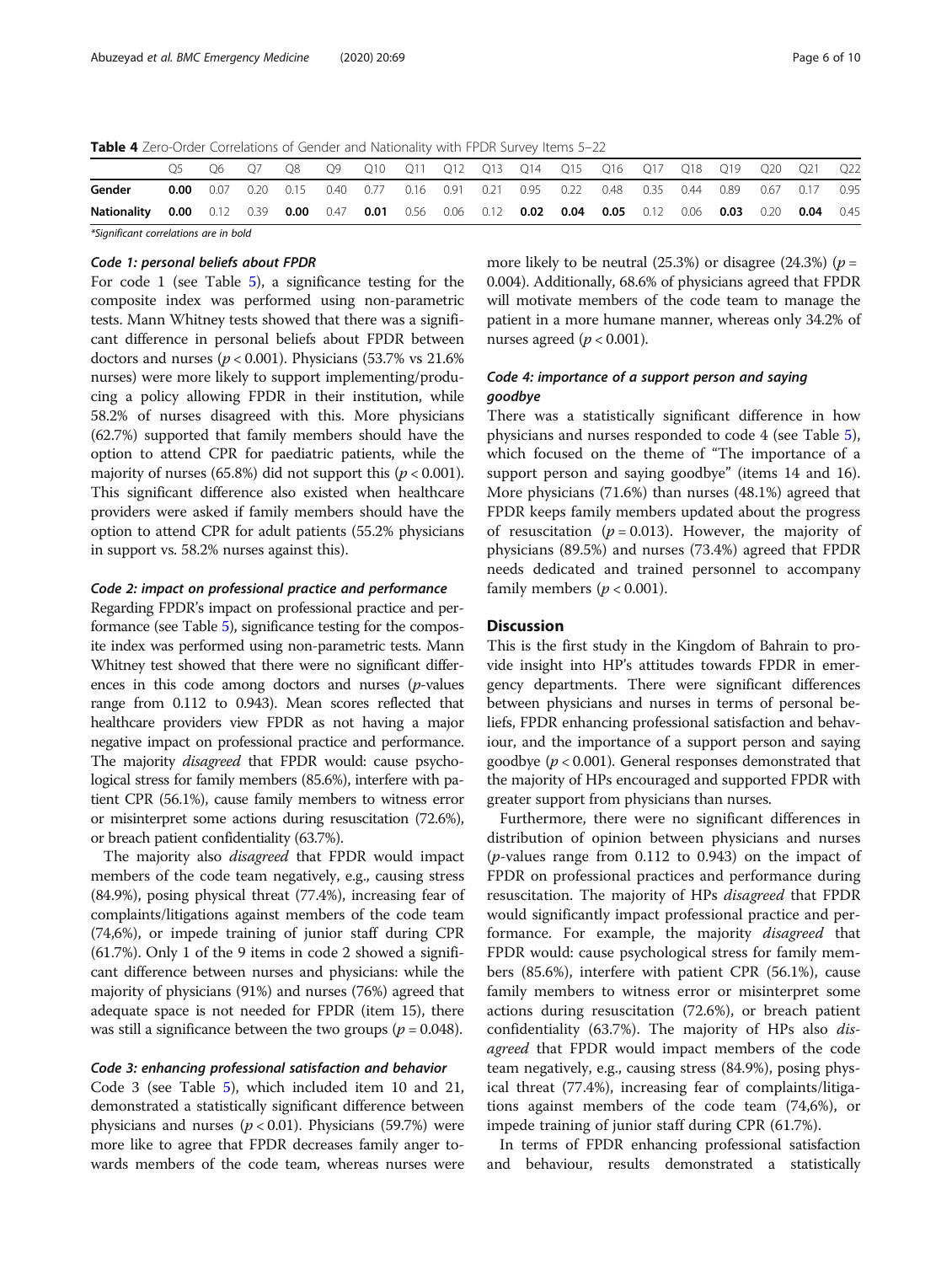**Table 4** Zero-Order Correlations of Gender and Nationality with FPDR Survey Items 5–22

|  | Q5 | Q6 | Q7 | Q8 | Q9 | Q10 | Q11 | Q12 | Q13 | Q14 | Q15 | Q16 | Q17 | Q18 | Q19 | Q20 | Q21 | Q22 |
|---|---|---|---|---|---|---|---|---|---|---|---|---|---|---|---|---|---|---|
| **Gender** | **0.00** | 0.07 | 0.20 | 0.15 | 0.40 | 0.77 | 0.16 | 0.91 | 0.21 | 0.95 | 0.22 | 0.48 | 0.35 | 0.44 | 0.89 | 0.67 | 0.17 | 0.95 |
| **Nationality** | **0.00** | 0.12 | 0.39 | **0.00** | 0.47 | **0.01** | 0.56 | 0.06 | 0.12 | **0.02** | **0.04** | **0.05** | 0.12 | 0.06 | **0.03** | 0.20 | **0.04** | 0.45 |

*Significant correlations are in bold

#### Code 1: personal beliefs about FPDR

For code 1 (see Table 5), a significance testing for the composite index was performed using non-parametric tests. Mann Whitney tests showed that there was a significant difference in personal beliefs about FPDR between doctors and nurses ($p < 0.001$). Physicians (53.7% vs 21.6% nurses) were more likely to support implementing/producing a policy allowing FPDR in their institution, while 58.2% of nurses disagreed with this. More physicians (62.7%) supported that family members should have the option to attend CPR for paediatric patients, while the majority of nurses (65.8%) did not support this ($p < 0.001$). This significant difference also existed when healthcare providers were asked if family members should have the option to attend CPR for adult patients (55.2% physicians in support vs. 58.2% nurses against this).

#### Code 2: impact on professional practice and performance

Regarding FPDR's impact on professional practice and performance (see Table 5), significance testing for the composite index was performed using non-parametric tests. Mann Whitney test showed that there were no significant differences in this code among doctors and nurses ($p$-values range from 0.112 to 0.943). Mean scores reflected that healthcare providers view FPDR as not having a major negative impact on professional practice and performance. The majority *disagreed* that FPDR would: cause psychological stress for family members (85.6%), interfere with patient CPR (56.1%), cause family members to witness error or misinterpret some actions during resuscitation (72.6%), or breach patient confidentiality (63.7%).

The majority also *disagreed* that FPDR would impact members of the code team negatively, e.g., causing stress (84.9%), posing physical threat (77.4%), increasing fear of complaints/litigations against members of the code team (74,6%), or impede training of junior staff during CPR (61.7%). Only 1 of the 9 items in code 2 showed a significant difference between nurses and physicians: while the majority of physicians (91%) and nurses (76%) agreed that adequate space is not needed for FPDR (item 15), there was still a significance between the two groups ($p = 0.048$).

#### Code 3: enhancing professional satisfaction and behavior

Code 3 (see Table 5), which included item 10 and 21, demonstrated a statistically significant difference between physicians and nurses ($p < 0.01$). Physicians (59.7%) were more like to agree that FPDR decreases family anger towards members of the code team, whereas nurses were more likely to be neutral (25.3%) or disagree (24.3%) ($p = 0.004$). Additionally, 68.6% of physicians agreed that FPDR will motivate members of the code team to manage the patient in a more humane manner, whereas only 34.2% of nurses agreed ($p < 0.001$).

#### Code 4: importance of a support person and saying goodbye

There was a statistically significant difference in how physicians and nurses responded to code 4 (see Table 5), which focused on the theme of "The importance of a support person and saying goodbye" (items 14 and 16). More physicians (71.6%) than nurses (48.1%) agreed that FPDR keeps family members updated about the progress of resuscitation ($p = 0.013$). However, the majority of physicians (89.5%) and nurses (73.4%) agreed that FPDR needs dedicated and trained personnel to accompany family members ($p < 0.001$).

## Discussion

This is the first study in the Kingdom of Bahrain to provide insight into HP's attitudes towards FPDR in emergency departments. There were significant differences between physicians and nurses in terms of personal beliefs, FPDR enhancing professional satisfaction and behaviour, and the importance of a support person and saying goodbye ($p < 0.001$). General responses demonstrated that the majority of HPs encouraged and supported FPDR with greater support from physicians than nurses.

Furthermore, there were no significant differences in distribution of opinion between physicians and nurses ($p$-values range from 0.112 to 0.943) on the impact of FPDR on professional practices and performance during resuscitation. The majority of HPs *disagreed* that FPDR would significantly impact professional practice and performance. For example, the majority *disagreed* that FPDR would: cause psychological stress for family members (85.6%), interfere with patient CPR (56.1%), cause family members to witness error or misinterpret some actions during resuscitation (72.6%), or breach patient confidentiality (63.7%). The majority of HPs also *disagreed* that FPDR would impact members of the code team negatively, e.g., causing stress (84.9%), posing physical threat (77.4%), increasing fear of complaints/litigations against members of the code team (74,6%), or impede training of junior staff during CPR (61.7%).

In terms of FPDR enhancing professional satisfaction and behaviour, results demonstrated a statistically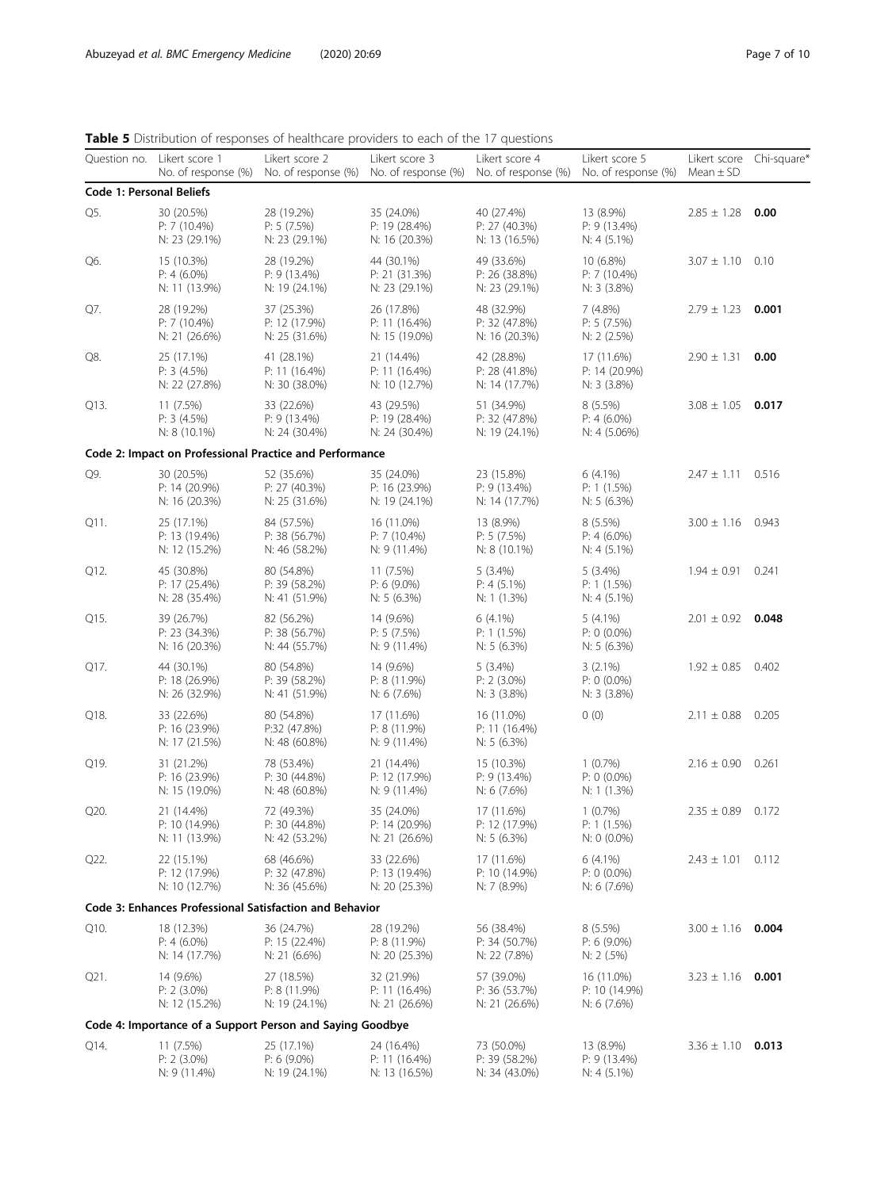**Table 5** Distribution of responses of healthcare providers to each of the 17 questions

| Question no. | Likert score 1 No. of response (%) | Likert score 2 No. of response (%) | Likert score 3 No. of response (%) | Likert score 4 No. of response (%) | Likert score 5 No. of response (%) | Likert score Mean ± SD | Chi-square* |
|---|---|---|---|---|---|---|---|
| **Code 1: Personal Beliefs** | | | | | | | |
| Q5. | 30 (20.5%) P: 7 (10.4%) N: 23 (29.1%) | 28 (19.2%) P: 5 (7.5%) N: 23 (29.1%) | 35 (24.0%) P: 19 (28.4%) N: 16 (20.3%) | 40 (27.4%) P: 27 (40.3%) N: 13 (16.5%) | 13 (8.9%) P: 9 (13.4%) N: 4 (5.1%) | 2.85 ± 1.28 | **0.00** |
| Q6. | 15 (10.3%) P: 4 (6.0%) N: 11 (13.9%) | 28 (19.2%) P: 9 (13.4%) N: 19 (24.1%) | 44 (30.1%) P: 21 (31.3%) N: 23 (29.1%) | 49 (33.6%) P: 26 (38.8%) N: 23 (29.1%) | 10 (6.8%) P: 7 (10.4%) N: 3 (3.8%) | 3.07 ± 1.10 | 0.10 |
| Q7. | 28 (19.2%) P: 7 (10.4%) N: 21 (26.6%) | 37 (25.3%) P: 12 (17.9%) N: 25 (31.6%) | 26 (17.8%) P: 11 (16.4%) N: 15 (19.0%) | 48 (32.9%) P: 32 (47.8%) N: 16 (20.3%) | 7 (4.8%) P: 5 (7.5%) N: 2 (2.5%) | 2.79 ± 1.23 | **0.001** |
| Q8. | 25 (17.1%) P: 3 (4.5%) N: 22 (27.8%) | 41 (28.1%) P: 11 (16.4%) N: 30 (38.0%) | 21 (14.4%) P: 11 (16.4%) N: 10 (12.7%) | 42 (28.8%) P: 28 (41.8%) N: 14 (17.7%) | 17 (11.6%) P: 14 (20.9%) N: 3 (3.8%) | 2.90 ± 1.31 | **0.00** |
| Q13. | 11 (7.5%) P: 3 (4.5%) N: 8 (10.1%) | 33 (22.6%) P: 9 (13.4%) N: 24 (30.4%) | 43 (29.5%) P: 19 (28.4%) N: 24 (30.4%) | 51 (34.9%) P: 32 (47.8%) N: 19 (24.1%) | 8 (5.5%) P: 4 (6.0%) N: 4 (5.06%) | 3.08 ± 1.05 | **0.017** |
| **Code 2: Impact on Professional Practice and Performance** | | | | | | | |
| Q9. | 30 (20.5%) P: 14 (20.9%) N: 16 (20.3%) | 52 (35.6%) P: 27 (40.3%) N: 25 (31.6%) | 35 (24.0%) P: 16 (23.9%) N: 19 (24.1%) | 23 (15.8%) P: 9 (13.4%) N: 14 (17.7%) | 6 (4.1%) P: 1 (1.5%) N: 5 (6.3%) | 2.47 ± 1.11 | 0.516 |
| Q11. | 25 (17.1%) P: 13 (19.4%) N: 12 (15.2%) | 84 (57.5%) P: 38 (56.7%) N: 46 (58.2%) | 16 (11.0%) P: 7 (10.4%) N: 9 (11.4%) | 13 (8.9%) P: 5 (7.5%) N: 8 (10.1%) | 8 (5.5%) P: 4 (6.0%) N: 4 (5.1%) | 3.00 ± 1.16 | 0.943 |
| Q12. | 45 (30.8%) P: 17 (25.4%) N: 28 (35.4%) | 80 (54.8%) P: 39 (58.2%) N: 41 (51.9%) | 11 (7.5%) P: 6 (9.0%) N: 5 (6.3%) | 5 (3.4%) P: 4 (5.1%) N: 1 (1.3%) | 5 (3.4%) P: 1 (1.5%) N: 4 (5.1%) | 1.94 ± 0.91 | 0.241 |
| Q15. | 39 (26.7%) P: 23 (34.3%) N: 16 (20.3%) | 82 (56.2%) P: 38 (56.7%) N: 44 (55.7%) | 14 (9.6%) P: 5 (7.5%) N: 9 (11.4%) | 6 (4.1%) P: 1 (1.5%) N: 5 (6.3%) | 5 (4.1%) P: 0 (0.0%) N: 5 (6.3%) | 2.01 ± 0.92 | **0.048** |
| Q17. | 44 (30.1%) P: 18 (26.9%) N: 26 (32.9%) | 80 (54.8%) P: 39 (58.2%) N: 41 (51.9%) | 14 (9.6%) P: 8 (11.9%) N: 6 (7.6%) | 5 (3.4%) P: 2 (3.0%) N: 3 (3.8%) | 3 (2.1%) P: 0 (0.0%) N: 3 (3.8%) | 1.92 ± 0.85 | 0.402 |
| Q18. | 33 (22.6%) P: 16 (23.9%) N: 17 (21.5%) | 80 (54.8%) P:32 (47.8%) N: 48 (60.8%) | 17 (11.6%) P: 8 (11.9%) N: 9 (11.4%) | 16 (11.0%) P: 11 (16.4%) N: 5 (6.3%) | 0 (0) | 2.11 ± 0.88 | 0.205 |
| Q19. | 31 (21.2%) P: 16 (23.9%) N: 15 (19.0%) | 78 (53.4%) P: 30 (44.8%) N: 48 (60.8%) | 21 (14.4%) P: 12 (17.9%) N: 9 (11.4%) | 15 (10.3%) P: 9 (13.4%) N: 6 (7.6%) | 1 (0.7%) P: 0 (0.0%) N: 1 (1.3%) | 2.16 ± 0.90 | 0.261 |
| Q20. | 21 (14.4%) P: 10 (14.9%) N: 11 (13.9%) | 72 (49.3%) P: 30 (44.8%) N: 42 (53.2%) | 35 (24.0%) P: 14 (20.9%) N: 21 (26.6%) | 17 (11.6%) P: 12 (17.9%) N: 5 (6.3%) | 1 (0.7%) P: 1 (1.5%) N: 0 (0.0%) | 2.35 ± 0.89 | 0.172 |
| Q22. | 22 (15.1%) P: 12 (17.9%) N: 10 (12.7%) | 68 (46.6%) P: 32 (47.8%) N: 36 (45.6%) | 33 (22.6%) P: 13 (19.4%) N: 20 (25.3%) | 17 (11.6%) P: 10 (14.9%) N: 7 (8.9%) | 6 (4.1%) P: 0 (0.0%) N: 6 (7.6%) | 2.43 ± 1.01 | 0.112 |
| **Code 3: Enhances Professional Satisfaction and Behavior** | | | | | | | |
| Q10. | 18 (12.3%) P: 4 (6.0%) N: 14 (17.7%) | 36 (24.7%) P: 15 (22.4%) N: 21 (6.6%) | 28 (19.2%) P: 8 (11.9%) N: 20 (25.3%) | 56 (38.4%) P: 34 (50.7%) N: 22 (7.8%) | 8 (5.5%) P: 6 (9.0%) N: 2 (.5%) | 3.00 ± 1.16 | **0.004** |
| Q21. | 14 (9.6%) P: 2 (3.0%) N: 12 (15.2%) | 27 (18.5%) P: 8 (11.9%) N: 19 (24.1%) | 32 (21.9%) P: 11 (16.4%) N: 21 (26.6%) | 57 (39.0%) P: 36 (53.7%) N: 21 (26.6%) | 16 (11.0%) P: 10 (14.9%) N: 6 (7.6%) | 3.23 ± 1.16 | **0.001** |
| **Code 4: Importance of a Support Person and Saying Goodbye** | | | | | | | |
| Q14. | 11 (7.5%) P: 2 (3.0%) N: 9 (11.4%) | 25 (17.1%) P: 6 (9.0%) N: 19 (24.1%) | 24 (16.4%) P: 11 (16.4%) N: 13 (16.5%) | 73 (50.0%) P: 39 (58.2%) N: 34 (43.0%) | 13 (8.9%) P: 9 (13.4%) N: 4 (5.1%) | 3.36 ± 1.10 | **0.013** |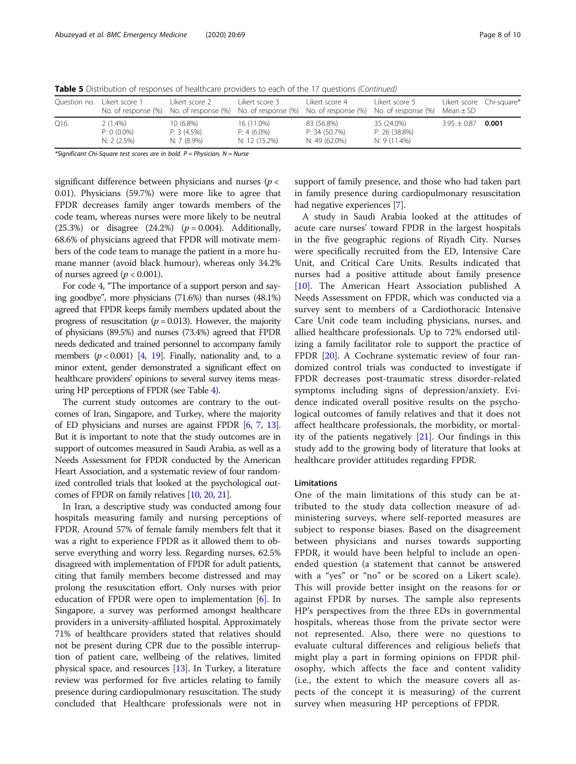**Table 5** Distribution of responses of healthcare providers to each of the 17 questions *(Continued)*

| Question no. | Likert score 1 No. of response (%) | Likert score 2 No. of response (%) | Likert score 3 No. of response (%) | Likert score 4 No. of response (%) | Likert score 5 No. of response (%) | Likert score Mean ± SD | Chi-square* |
|---|---|---|---|---|---|---|---|
| Q16. | 2 (1.4%)<br>P: 0 (0.0%)<br>N: 2 (2.5%) | 10 (6.8%)<br>P: 3 (4.5%)<br>N: 7 (8.9%) | 16 (11.0%)<br>P: 4 (6.0%)<br>N: 12 (15.2%) | 83 (56.8%)<br>P: 34 (50.7%)<br>N: 49 (62.0%) | 35 (24.0%)<br>P: 26 (38.8%)<br>N: 9 (11.4%) | 3.95 ± 0.87 | **0.001** |

*Significant Chi-Square test scores are in bold. P = Physician, N = Nurse

significant difference between physicians and nurses ($p < 0.01$). Physicians (59.7%) were more like to agree that FPDR decreases family anger towards members of the code team, whereas nurses were more likely to be neutral (25.3%) or disagree (24.2%) ($p = 0.004$). Additionally, 68.6% of physicians agreed that FPDR will motivate members of the code team to manage the patient in a more humane manner (avoid black humour), whereas only 34.2% of nurses agreed ($p < 0.001$).

For code 4, "The importance of a support person and saying goodbye", more physicians (71.6%) than nurses (48.1%) agreed that FPDR keeps family members updated about the progress of resuscitation ($p = 0.013$). However, the majority of physicians (89.5%) and nurses (73.4%) agreed that FPDR needs dedicated and trained personnel to accompany family members ($p < 0.001$) [4, 19]. Finally, nationality and, to a minor extent, gender demonstrated a significant effect on healthcare providers' opinions to several survey items measuring HP perceptions of FPDR (see Table 4).

The current study outcomes are contrary to the outcomes of Iran, Singapore, and Turkey, where the majority of ED physicians and nurses are against FPDR [6, 7, 13]. But it is important to note that the study outcomes are in support of outcomes measured in Saudi Arabia, as well as a Needs Assessment for FPDR conducted by the American Heart Association, and a systematic review of four randomized controlled trials that looked at the psychological outcomes of FPDR on family relatives [10, 20, 21].

In Iran, a descriptive study was conducted among four hospitals measuring family and nursing perceptions of FPDR. Around 57% of female family members felt that it was a right to experience FPDR as it allowed them to observe everything and worry less. Regarding nurses, 62.5% disagreed with implementation of FPDR for adult patients, citing that family members become distressed and may prolong the resuscitation effort. Only nurses with prior education of FPDR were open to implementation [6]. In Singapore, a survey was performed amongst healthcare providers in a university-affiliated hospital. Approximately 71% of healthcare providers stated that relatives should not be present during CPR due to the possible interruption of patient care, wellbeing of the relatives, limited physical space, and resources [13]. In Turkey, a literature review was performed for five articles relating to family presence during cardiopulmonary resuscitation. The study concluded that Healthcare professionals were not in support of family presence, and those who had taken part in family presence during cardiopulmonary resuscitation had negative experiences [7].

A study in Saudi Arabia looked at the attitudes of acute care nurses' toward FPDR in the largest hospitals in the five geographic regions of Riyadh City. Nurses were specifically recruited from the ED, Intensive Care Unit, and Critical Care Units. Results indicated that nurses had a positive attitude about family presence [10]. The American Heart Association published A Needs Assessment on FPDR, which was conducted via a survey sent to members of a Cardiothoracic Intensive Care Unit code team including physicians, nurses, and allied healthcare professionals. Up to 72% endorsed utilizing a family facilitator role to support the practice of FPDR [20]. A Cochrane systematic review of four randomized control trials was conducted to investigate if FPDR decreases post-traumatic stress disorder-related symptoms including signs of depression/anxiety. Evidence indicated overall positive results on the psychological outcomes of family relatives and that it does not affect healthcare professionals, the morbidity, or mortality of the patients negatively [21]. Our findings in this study add to the growing body of literature that looks at healthcare provider attitudes regarding FPDR.

### Limitations

One of the main limitations of this study can be attributed to the study data collection measure of administering surveys, where self-reported measures are subject to response biases. Based on the disagreement between physicians and nurses towards supporting FPDR, it would have been helpful to include an open-ended question (a statement that cannot be answered with a "yes" or "no" or be scored on a Likert scale). This will provide better insight on the reasons for or against FPDR by nurses. The sample also represents HP's perspectives from the three EDs in governmental hospitals, whereas those from the private sector were not represented. Also, there were no questions to evaluate cultural differences and religious beliefs that might play a part in forming opinions on FPDR philosophy, which affects the face and content validity (i.e., the extent to which the measure covers all aspects of the concept it is measuring) of the current survey when measuring HP perceptions of FPDR.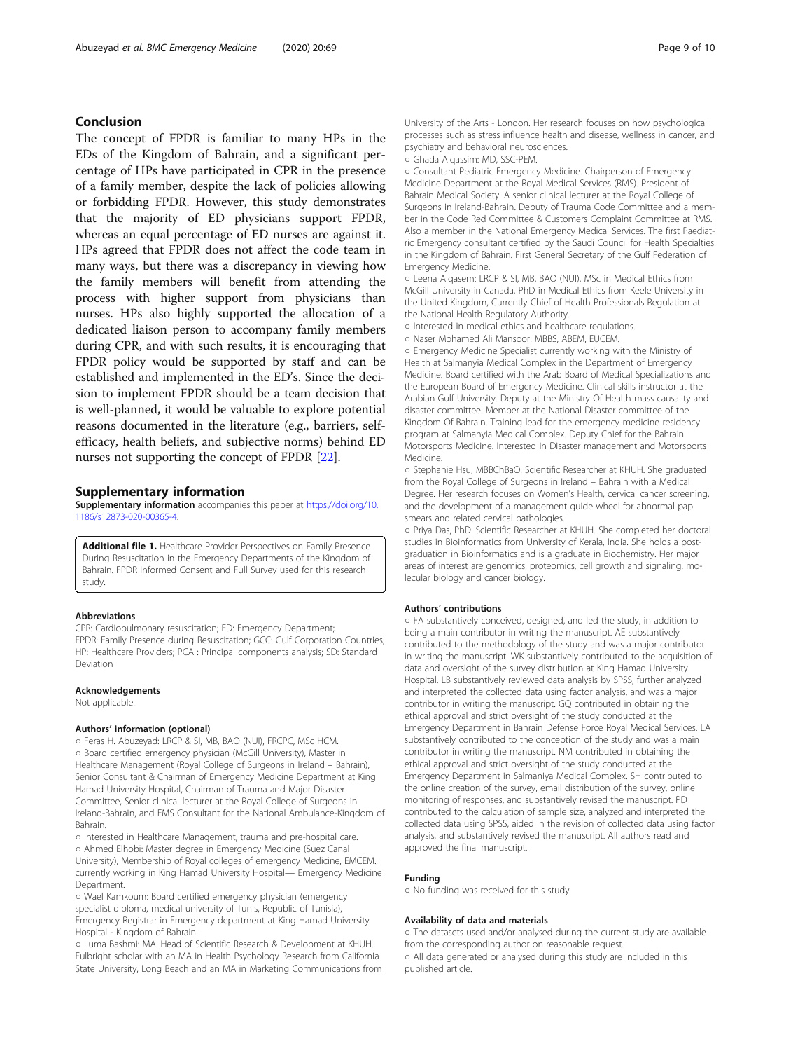## Conclusion

The concept of FPDR is familiar to many HPs in the EDs of the Kingdom of Bahrain, and a significant percentage of HPs have participated in CPR in the presence of a family member, despite the lack of policies allowing or forbidding FPDR. However, this study demonstrates that the majority of ED physicians support FPDR, whereas an equal percentage of ED nurses are against it. HPs agreed that FPDR does not affect the code team in many ways, but there was a discrepancy in viewing how the family members will benefit from attending the process with higher support from physicians than nurses. HPs also highly supported the allocation of a dedicated liaison person to accompany family members during CPR, and with such results, it is encouraging that FPDR policy would be supported by staff and can be established and implemented in the ED's. Since the decision to implement FPDR should be a team decision that is well-planned, it would be valuable to explore potential reasons documented in the literature (e.g., barriers, self-efficacy, health beliefs, and subjective norms) behind ED nurses not supporting the concept of FPDR [22].

## Supplementary information

**Supplementary information** accompanies this paper at https://doi.org/10.1186/s12873-020-00365-4.

**Additional file 1.** Healthcare Provider Perspectives on Family Presence During Resuscitation in the Emergency Departments of the Kingdom of Bahrain. FPDR Informed Consent and Full Survey used for this research study.

### Abbreviations

CPR: Cardiopulmonary resuscitation; ED: Emergency Department; FPDR: Family Presence during Resuscitation; GCC: Gulf Corporation Countries; HP: Healthcare Providers; PCA : Principal components analysis; SD: Standard Deviation

### Acknowledgements

Not applicable.

### Authors' information (optional)

○ Feras H. Abuzeyad: LRCP & SI, MB, BAO (NUI), FRCPC, MSc HCM.
○ Board certified emergency physician (McGill University), Master in Healthcare Management (Royal College of Surgeons in Ireland – Bahrain), Senior Consultant & Chairman of Emergency Medicine Department at King Hamad University Hospital, Chairman of Trauma and Major Disaster Committee, Senior clinical lecturer at the Royal College of Surgeons in Ireland-Bahrain, and EMS Consultant for the National Ambulance-Kingdom of Bahrain.
○ Interested in Healthcare Management, trauma and pre-hospital care.
○ Ahmed Elhobi: Master degree in Emergency Medicine (Suez Canal University), Membership of Royal colleges of emergency Medicine, EMCEM., currently working in King Hamad University Hospital— Emergency Medicine Department.
○ Wael Kamkoum: Board certified emergency physician (emergency specialist diploma, medical university of Tunis, Republic of Tunisia), Emergency Registrar in Emergency department at King Hamad University Hospital - Kingdom of Bahrain.
○ Luma Bashmi: MA. Head of Scientific Research & Development at KHUH. Fulbright scholar with an MA in Health Psychology Research from California State University, Long Beach and an MA in Marketing Communications from University of the Arts - London. Her research focuses on how psychological processes such as stress influence health and disease, wellness in cancer, and psychiatry and behavioral neurosciences.
○ Ghada Alqassim: MD, SSC-PEM.
○ Consultant Pediatric Emergency Medicine. Chairperson of Emergency Medicine Department at the Royal Medical Services (RMS). President of Bahrain Medical Society. A senior clinical lecturer at the Royal College of Surgeons in Ireland-Bahrain. Deputy of Trauma Code Committee and a member in the Code Red Committee & Customers Complaint Committee at RMS. Also a member in the National Emergency Medical Services. The first Paediatric Emergency consultant certified by the Saudi Council for Health Specialties in the Kingdom of Bahrain. First General Secretary of the Gulf Federation of Emergency Medicine.
○ Leena Alqasem: LRCP & SI, MB, BAO (NUI), MSc in Medical Ethics from McGill University in Canada, PhD in Medical Ethics from Keele University in the United Kingdom, Currently Chief of Health Professionals Regulation at the National Health Regulatory Authority.
○ Interested in medical ethics and healthcare regulations.
○ Naser Mohamed Ali Mansoor: MBBS, ABEM, EUCEM.
○ Emergency Medicine Specialist currently working with the Ministry of Health at Salmanyia Medical Complex in the Department of Emergency Medicine. Board certified with the Arab Board of Medical Specializations and the European Board of Emergency Medicine. Clinical skills instructor at the Arabian Gulf University. Deputy at the Ministry Of Health mass causality and disaster committee. Member at the National Disaster committee of the Kingdom Of Bahrain. Training lead for the emergency medicine residency program at Salmanyia Medical Complex. Deputy Chief for the Bahrain Motorsports Medicine. Interested in Disaster management and Motorsports Medicine.
○ Stephanie Hsu, MBBChBaO. Scientific Researcher at KHUH. She graduated from the Royal College of Surgeons in Ireland – Bahrain with a Medical Degree. Her research focuses on Women's Health, cervical cancer screening, and the development of a management guide wheel for abnormal pap smears and related cervical pathologies.
○ Priya Das, PhD. Scientific Researcher at KHUH. She completed her doctoral studies in Bioinformatics from University of Kerala, India. She holds a post-graduation in Bioinformatics and is a graduate in Biochemistry. Her major areas of interest are genomics, proteomics, cell growth and signaling, molecular biology and cancer biology.

### Authors' contributions

○ FA substantively conceived, designed, and led the study, in addition to being a main contributor in writing the manuscript. AE substantively contributed to the methodology of the study and was a major contributor in writing the manuscript. WK substantively contributed to the acquisition of data and oversight of the survey distribution at King Hamad University Hospital. LB substantively reviewed data analysis by SPSS, further analyzed and interpreted the collected data using factor analysis, and was a major contributor in writing the manuscript. GQ contributed in obtaining the ethical approval and strict oversight of the study conducted at the Emergency Department in Bahrain Defense Force Royal Medical Services. LA substantively contributed to the conception of the study and was a main contributor in writing the manuscript. NM contributed in obtaining the ethical approval and strict oversight of the study conducted at the Emergency Department in Salmaniya Medical Complex. SH contributed to the online creation of the survey, email distribution of the survey, online monitoring of responses, and substantively revised the manuscript. PD contributed to the calculation of sample size, analyzed and interpreted the collected data using SPSS, aided in the revision of collected data using factor analysis, and substantively revised the manuscript. All authors read and approved the final manuscript.

### Funding

○ No funding was received for this study.

### Availability of data and materials

○ The datasets used and/or analysed during the current study are available from the corresponding author on reasonable request.
○ All data generated or analysed during this study are included in this published article.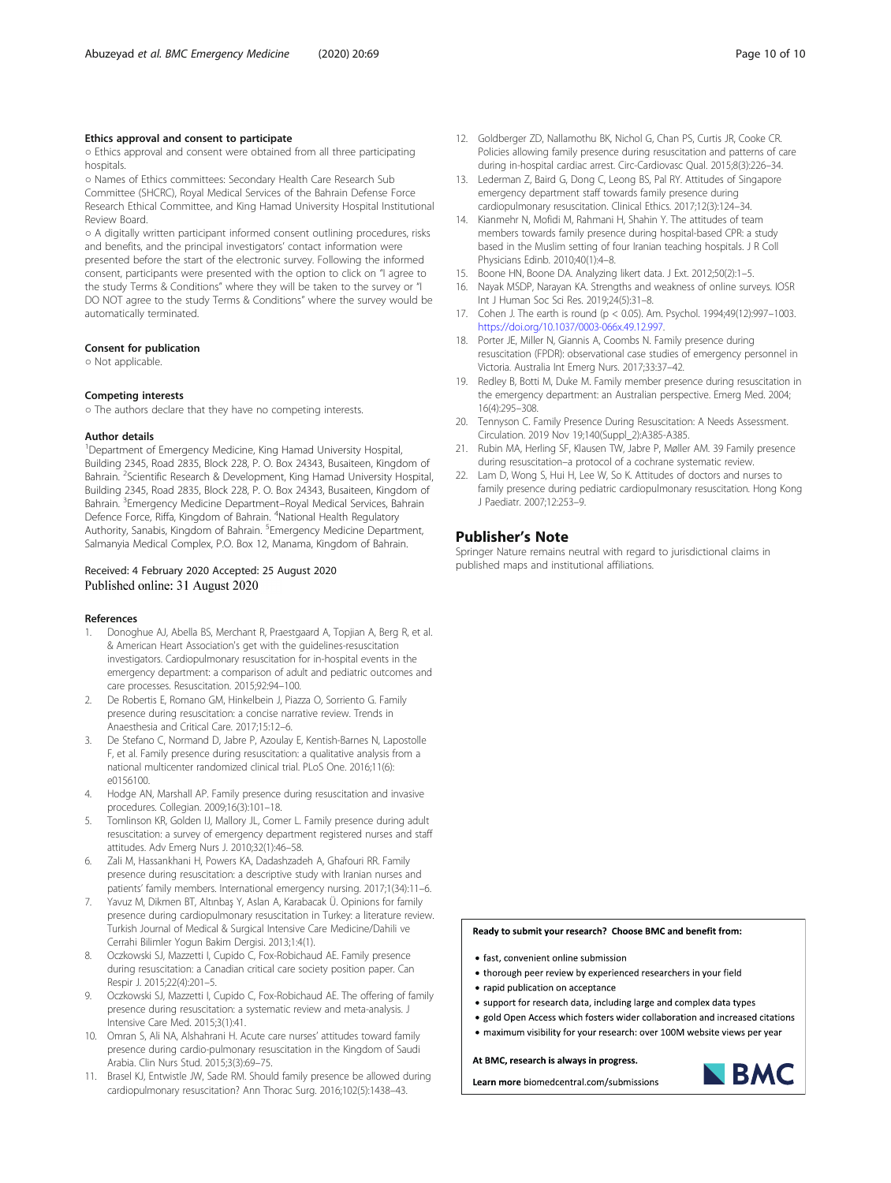#### Ethics approval and consent to participate

○ Ethics approval and consent were obtained from all three participating hospitals.

○ Names of Ethics committees: Secondary Health Care Research Sub Committee (SHCRC), Royal Medical Services of the Bahrain Defense Force Research Ethical Committee, and King Hamad University Hospital Institutional Review Board.

○ A digitally written participant informed consent outlining procedures, risks and benefits, and the principal investigators' contact information were presented before the start of the electronic survey. Following the informed consent, participants were presented with the option to click on "I agree to the study Terms & Conditions" where they will be taken to the survey or "I DO NOT agree to the study Terms & Conditions" where the survey would be automatically terminated.

#### Consent for publication

○ Not applicable.

#### Competing interests

○ The authors declare that they have no competing interests.

#### Author details

[1]Department of Emergency Medicine, King Hamad University Hospital, Building 2345, Road 2835, Block 228, P. O. Box 24343, Busaiteen, Kingdom of Bahrain. [2]Scientific Research & Development, King Hamad University Hospital, Building 2345, Road 2835, Block 228, P. O. Box 24343, Busaiteen, Kingdom of Bahrain. [3]Emergency Medicine Department–Royal Medical Services, Bahrain Defence Force, Riffa, Kingdom of Bahrain. [4]National Health Regulatory Authority, Sanabis, Kingdom of Bahrain. [5]Emergency Medicine Department, Salmanyia Medical Complex, P.O. Box 12, Manama, Kingdom of Bahrain.

Received: 4 February 2020 Accepted: 25 August 2020
Published online: 31 August 2020

#### References

1. Donoghue AJ, Abella BS, Merchant R, Praestgaard A, Topjian A, Berg R, et al. & American Heart Association's get with the guidelines-resuscitation investigators. Cardiopulmonary resuscitation for in-hospital events in the emergency department: a comparison of adult and pediatric outcomes and care processes. Resuscitation. 2015;92:94–100.
2. De Robertis E, Romano GM, Hinkelbein J, Piazza O, Sorriento G. Family presence during resuscitation: a concise narrative review. Trends in Anaesthesia and Critical Care. 2017;15:12–6.
3. De Stefano C, Normand D, Jabre P, Azoulay E, Kentish-Barnes N, Lapostolle F, et al. Family presence during resuscitation: a qualitative analysis from a national multicenter randomized clinical trial. PLoS One. 2016;11(6): e0156100.
4. Hodge AN, Marshall AP. Family presence during resuscitation and invasive procedures. Collegian. 2009;16(3):101–18.
5. Tomlinson KR, Golden IJ, Mallory JL, Comer L. Family presence during adult resuscitation: a survey of emergency department registered nurses and staff attitudes. Adv Emerg Nurs J. 2010;32(1):46–58.
6. Zali M, Hassankhani H, Powers KA, Dadashzadeh A, Ghafouri RR. Family presence during resuscitation: a descriptive study with Iranian nurses and patients' family members. International emergency nursing. 2017;1(34):11–6.
7. Yavuz M, Dikmen BT, Altınbaş Y, Aslan A, Karabacak Ü. Opinions for family presence during cardiopulmonary resuscitation in Turkey: a literature review. Turkish Journal of Medical & Surgical Intensive Care Medicine/Dahili ve Cerrahi Bilimler Yogun Bakim Dergisi. 2013;1:4(1).
8. Oczkowski SJ, Mazzetti I, Cupido C, Fox-Robichaud AE. Family presence during resuscitation: a Canadian critical care society position paper. Can Respir J. 2015;22(4):201–5.
9. Oczkowski SJ, Mazzetti I, Cupido C, Fox-Robichaud AE. The offering of family presence during resuscitation: a systematic review and meta-analysis. J Intensive Care Med. 2015;3(1):41.
10. Omran S, Ali NA, Alshahrani H. Acute care nurses' attitudes toward family presence during cardio-pulmonary resuscitation in the Kingdom of Saudi Arabia. Clin Nurs Stud. 2015;3(3):69–75.
11. Brasel KJ, Entwistle JW, Sade RM. Should family presence be allowed during cardiopulmonary resuscitation? Ann Thorac Surg. 2016;102(5):1438–43.
12. Goldberger ZD, Nallamothu BK, Nichol G, Chan PS, Curtis JR, Cooke CR. Policies allowing family presence during resuscitation and patterns of care during in-hospital cardiac arrest. Circ-Cardiovasc Qual. 2015;8(3):226–34.
13. Lederman Z, Baird G, Dong C, Leong BS, Pal RY. Attitudes of Singapore emergency department staff towards family presence during cardiopulmonary resuscitation. Clinical Ethics. 2017;12(3):124–34.
14. Kianmehr N, Mofidi M, Rahmani H, Shahin Y. The attitudes of team members towards family presence during hospital-based CPR: a study based in the Muslim setting of four Iranian teaching hospitals. J R Coll Physicians Edinb. 2010;40(1):4–8.
15. Boone HN, Boone DA. Analyzing likert data. J Ext. 2012;50(2):1–5.
16. Nayak MSDP, Narayan KA. Strengths and weakness of online surveys. IOSR Int J Human Soc Sci Res. 2019;24(5):31–8.
17. Cohen J. The earth is round ($p < 0.05$). Am. Psychol. 1994;49(12):997–1003. https://doi.org/10.1037/0003-066x.49.12.997.
18. Porter JE, Miller N, Giannis A, Coombs N. Family presence during resuscitation (FPDR): observational case studies of emergency personnel in Victoria. Australia Int Emerg Nurs. 2017;33:37–42.
19. Redley B, Botti M, Duke M. Family member presence during resuscitation in the emergency department: an Australian perspective. Emerg Med. 2004; 16(4):295–308.
20. Tennyson C. Family Presence During Resuscitation: A Needs Assessment. Circulation. 2019 Nov 19;140(Suppl_2):A385-A385.
21. Rubin MA, Herling SF, Klausen TW, Jabre P, Møller AM. 39 Family presence during resuscitation–a protocol of a cochrane systematic review.
22. Lam D, Wong S, Hui H, Lee W, So K. Attitudes of doctors and nurses to family presence during pediatric cardiopulmonary resuscitation. Hong Kong J Paediatr. 2007;12:253–9.

## Publisher's Note

Springer Nature remains neutral with regard to jurisdictional claims in published maps and institutional affiliations.